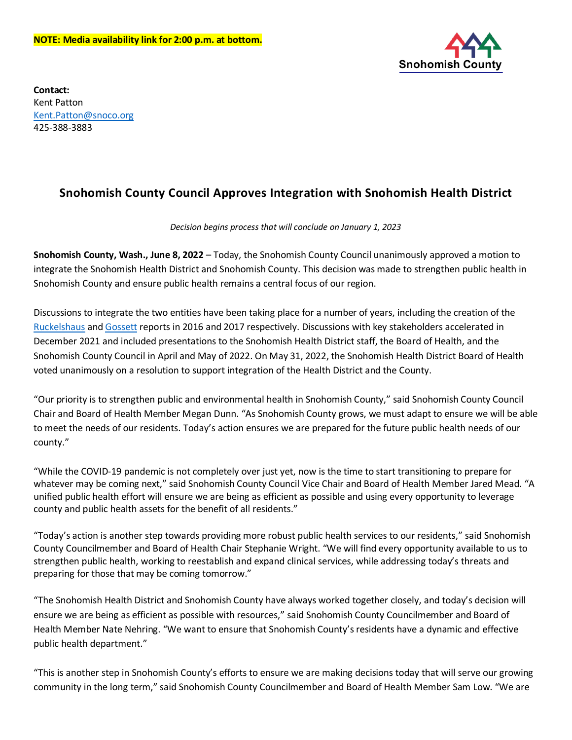**NOTE: Media availability link for 2:00 p.m. at bottom.**

Snohomish County

**Contact:**
Kent Patton
Kent.Patton@snoco.org
425-388-3883

# Snohomish County Council Approves Integration with Snohomish Health District

*Decision begins process that will conclude on January 1, 2023*

**Snohomish County, Wash., June 8, 2022** – Today, the Snohomish County Council unanimously approved a motion to integrate the Snohomish Health District and Snohomish County. This decision was made to strengthen public health in Snohomish County and ensure public health remains a central focus of our region.

Discussions to integrate the two entities have been taking place for a number of years, including the creation of the Ruckelshaus and Gossett reports in 2016 and 2017 respectively. Discussions with key stakeholders accelerated in December 2021 and included presentations to the Snohomish Health District staff, the Board of Health, and the Snohomish County Council in April and May of 2022. On May 31, 2022, the Snohomish Health District Board of Health voted unanimously on a resolution to support integration of the Health District and the County.

"Our priority is to strengthen public and environmental health in Snohomish County," said Snohomish County Council Chair and Board of Health Member Megan Dunn. "As Snohomish County grows, we must adapt to ensure we will be able to meet the needs of our residents. Today's action ensures we are prepared for the future public health needs of our county."

"While the COVID-19 pandemic is not completely over just yet, now is the time to start transitioning to prepare for whatever may be coming next," said Snohomish County Council Vice Chair and Board of Health Member Jared Mead. "A unified public health effort will ensure we are being as efficient as possible and using every opportunity to leverage county and public health assets for the benefit of all residents."

"Today's action is another step towards providing more robust public health services to our residents," said Snohomish County Councilmember and Board of Health Chair Stephanie Wright. "We will find every opportunity available to us to strengthen public health, working to reestablish and expand clinical services, while addressing today's threats and preparing for those that may be coming tomorrow."

"The Snohomish Health District and Snohomish County have always worked together closely, and today's decision will ensure we are being as efficient as possible with resources," said Snohomish County Councilmember and Board of Health Member Nate Nehring. "We want to ensure that Snohomish County's residents have a dynamic and effective public health department."

"This is another step in Snohomish County's efforts to ensure we are making decisions today that will serve our growing community in the long term," said Snohomish County Councilmember and Board of Health Member Sam Low. "We are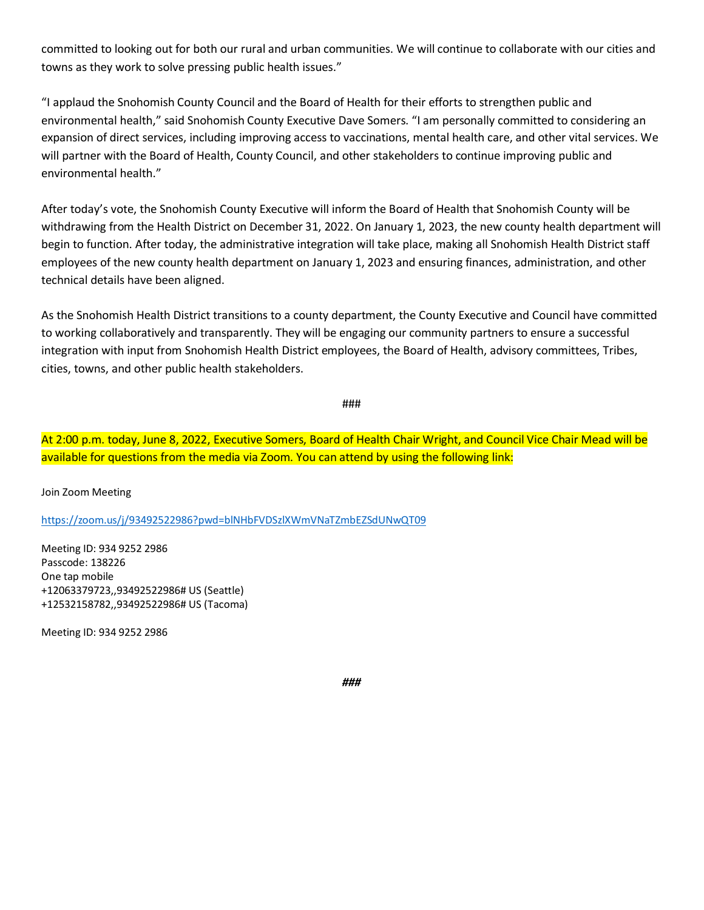committed to looking out for both our rural and urban communities. We will continue to collaborate with our cities and towns as they work to solve pressing public health issues."

"I applaud the Snohomish County Council and the Board of Health for their efforts to strengthen public and environmental health," said Snohomish County Executive Dave Somers. "I am personally committed to considering an expansion of direct services, including improving access to vaccinations, mental health care, and other vital services. We will partner with the Board of Health, County Council, and other stakeholders to continue improving public and environmental health."

After today's vote, the Snohomish County Executive will inform the Board of Health that Snohomish County will be withdrawing from the Health District on December 31, 2022. On January 1, 2023, the new county health department will begin to function. After today, the administrative integration will take place, making all Snohomish Health District staff employees of the new county health department on January 1, 2023 and ensuring finances, administration, and other technical details have been aligned.

As the Snohomish Health District transitions to a county department, the County Executive and Council have committed to working collaboratively and transparently. They will be engaging our community partners to ensure a successful integration with input from Snohomish Health District employees, the Board of Health, advisory committees, Tribes, cities, towns, and other public health stakeholders.

###

At 2:00 p.m. today, June 8, 2022, Executive Somers, Board of Health Chair Wright, and Council Vice Chair Mead will be available for questions from the media via Zoom. You can attend by using the following link:

Join Zoom Meeting

https://zoom.us/j/93492522986?pwd=blNHbFVDSzlXWmVNaTZmbEZSdUNwQT09

Meeting ID: 934 9252 2986
Passcode: 138226
One tap mobile
+12063379723,,93492522986# US (Seattle)
+12532158782,,93492522986# US (Tacoma)

Meeting ID: 934 9252 2986

***###***